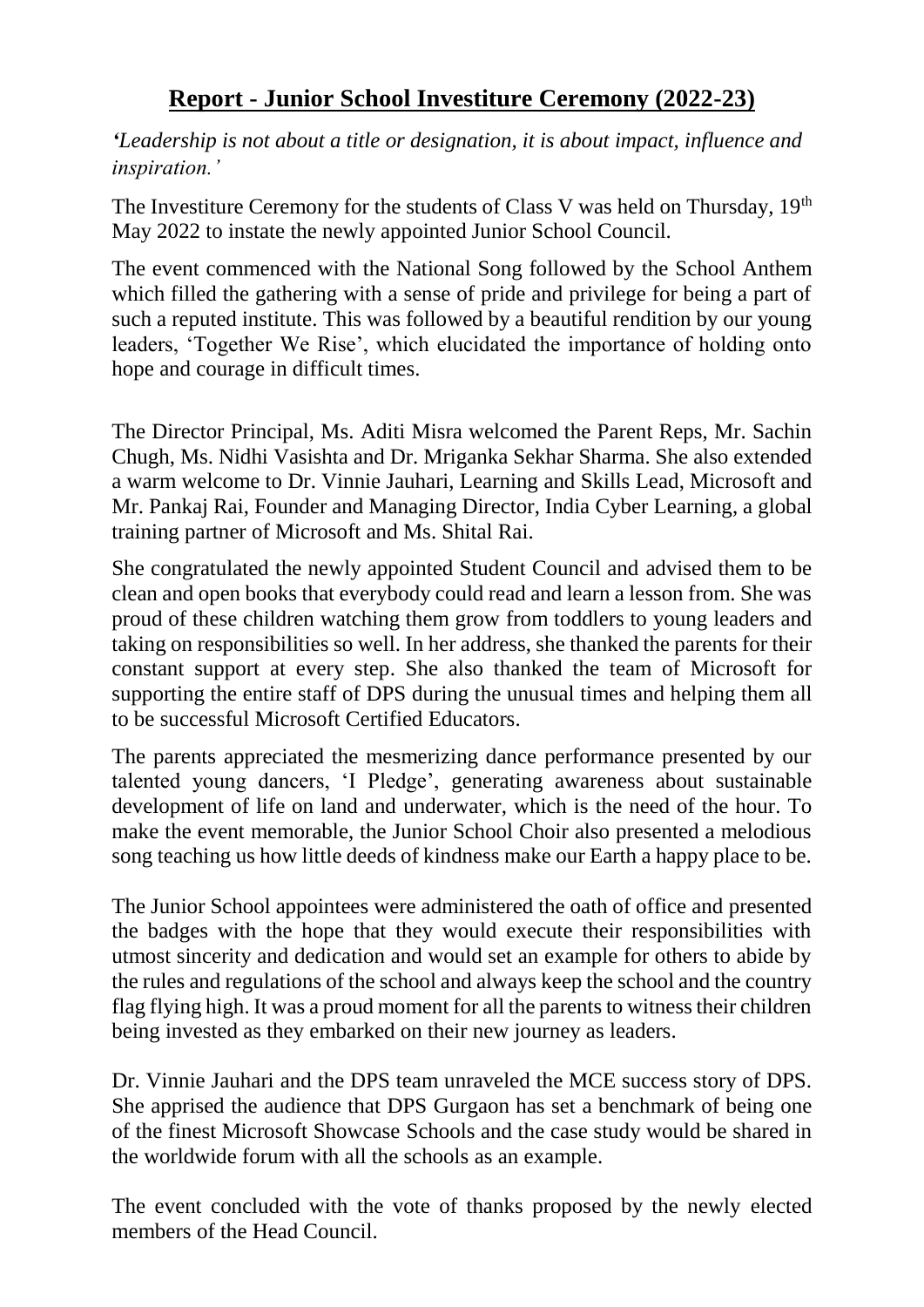# **Report - Junior School Investiture Ceremony (2022-23)**

*'Leadership is not about a title or designation, it is about impact, influence and inspiration.'*

The Investiture Ceremony for the students of Class V was held on Thursday, 19th May 2022 to instate the newly appointed Junior School Council.

The event commenced with the National Song followed by the School Anthem which filled the gathering with a sense of pride and privilege for being a part of such a reputed institute. This was followed by a beautiful rendition by our young leaders, 'Together We Rise', which elucidated the importance of holding onto hope and courage in difficult times.

The Director Principal, Ms. Aditi Misra welcomed the Parent Reps, Mr. Sachin Chugh, Ms. Nidhi Vasishta and Dr. Mriganka Sekhar Sharma. She also extended a warm welcome to Dr. Vinnie Jauhari, Learning and Skills Lead, Microsoft and Mr. Pankaj Rai, Founder and Managing Director, India Cyber Learning, a global training partner of Microsoft and Ms. Shital Rai.

She congratulated the newly appointed Student Council and advised them to be clean and open books that everybody could read and learn a lesson from. She was proud of these children watching them grow from toddlers to young leaders and taking on responsibilities so well. In her address, she thanked the parents for their constant support at every step. She also thanked the team of Microsoft for supporting the entire staff of DPS during the unusual times and helping them all to be successful Microsoft Certified Educators.

The parents appreciated the mesmerizing dance performance presented by our talented young dancers, 'I Pledge', generating awareness about sustainable development of life on land and underwater, which is the need of the hour. To make the event memorable, the Junior School Choir also presented a melodious song teaching us how little deeds of kindness make our Earth a happy place to be.

The Junior School appointees were administered the oath of office and presented the badges with the hope that they would execute their responsibilities with utmost sincerity and dedication and would set an example for others to abide by the rules and regulations of the school and always keep the school and the country flag flying high. It was a proud moment for all the parents to witness their children being invested as they embarked on their new journey as leaders.

Dr. Vinnie Jauhari and the DPS team unraveled the MCE success story of DPS. She apprised the audience that DPS Gurgaon has set a benchmark of being one of the finest Microsoft Showcase Schools and the case study would be shared in the worldwide forum with all the schools as an example.

The event concluded with the vote of thanks proposed by the newly elected members of the Head Council.